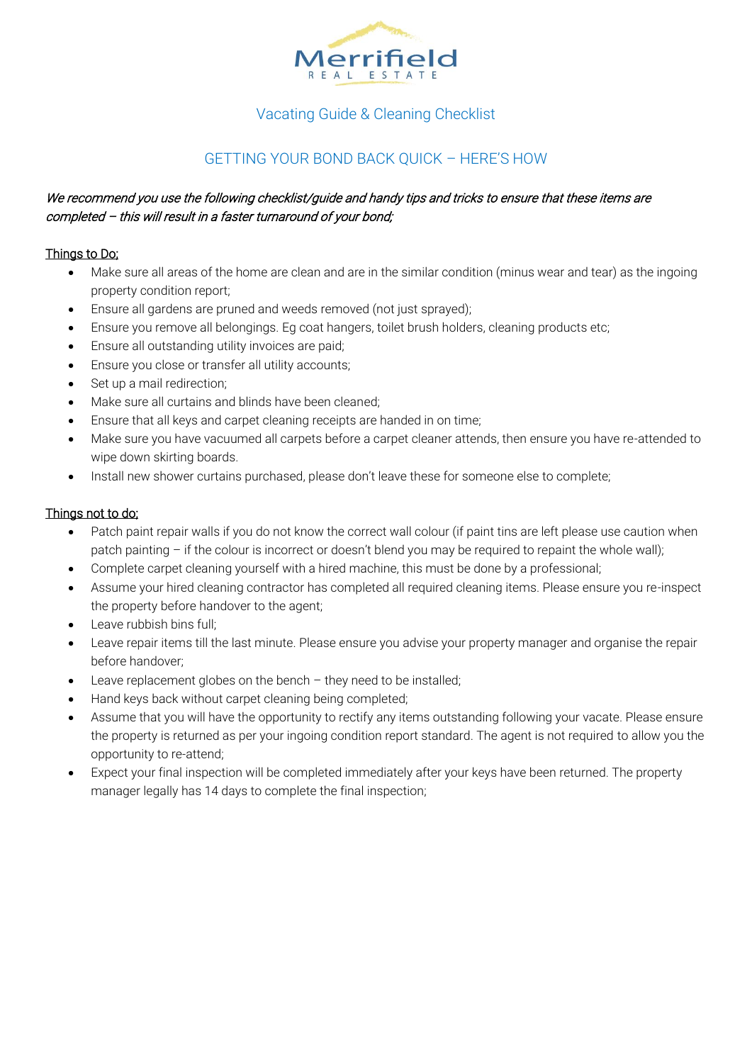Merrifield
REAL ESTATE

## Vacating Guide & Cleaning Checklist

## GETTING YOUR BOND BACK QUICK – HERE'S HOW

*We recommend you use the following checklist/guide and handy tips and tricks to ensure that these items are completed – this will result in a faster turnaround of your bond;*

<u>Things to Do;</u>

- Make sure all areas of the home are clean and are in the similar condition (minus wear and tear) as the ingoing property condition report;
- Ensure all gardens are pruned and weeds removed (not just sprayed);
- Ensure you remove all belongings. Eg coat hangers, toilet brush holders, cleaning products etc;
- Ensure all outstanding utility invoices are paid;
- Ensure you close or transfer all utility accounts;
- Set up a mail redirection;
- Make sure all curtains and blinds have been cleaned;
- Ensure that all keys and carpet cleaning receipts are handed in on time;
- Make sure you have vacuumed all carpets before a carpet cleaner attends, then ensure you have re-attended to wipe down skirting boards.
- Install new shower curtains purchased, please don't leave these for someone else to complete;

<u>Things not to do;</u>

- Patch paint repair walls if you do not know the correct wall colour (if paint tins are left please use caution when patch painting – if the colour is incorrect or doesn't blend you may be required to repaint the whole wall);
- Complete carpet cleaning yourself with a hired machine, this must be done by a professional;
- Assume your hired cleaning contractor has completed all required cleaning items. Please ensure you re-inspect the property before handover to the agent;
- Leave rubbish bins full;
- Leave repair items till the last minute. Please ensure you advise your property manager and organise the repair before handover;
- Leave replacement globes on the bench – they need to be installed;
- Hand keys back without carpet cleaning being completed;
- Assume that you will have the opportunity to rectify any items outstanding following your vacate. Please ensure the property is returned as per your ingoing condition report standard. The agent is not required to allow you the opportunity to re-attend;
- Expect your final inspection will be completed immediately after your keys have been returned. The property manager legally has 14 days to complete the final inspection;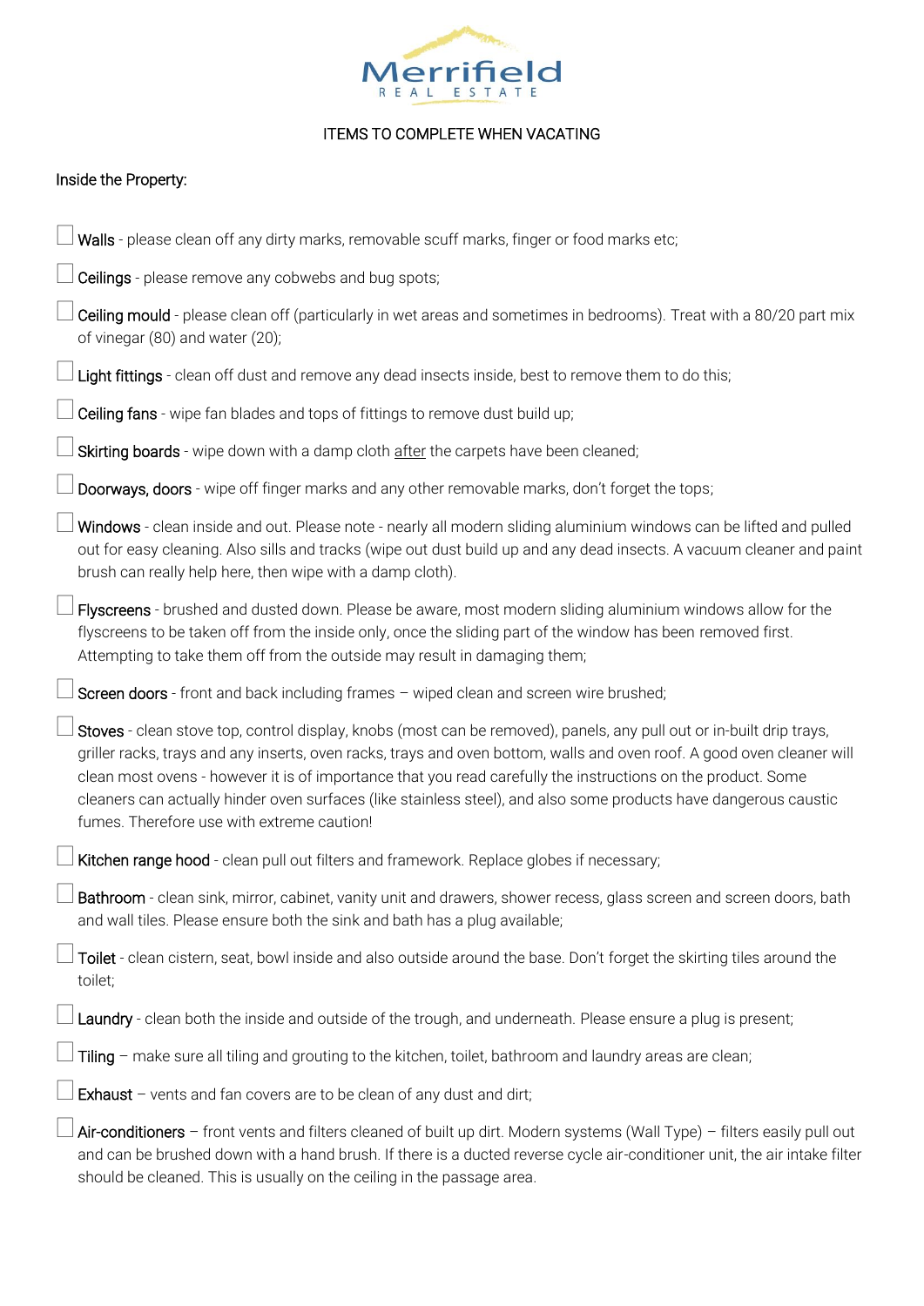Merrifield
REAL ESTATE

ITEMS TO COMPLETE WHEN VACATING

Inside the Property:

- ☐ Walls - please clean off any dirty marks, removable scuff marks, finger or food marks etc;
- ☐ Ceilings - please remove any cobwebs and bug spots;
- ☐ Ceiling mould - please clean off (particularly in wet areas and sometimes in bedrooms). Treat with a 80/20 part mix of vinegar (80) and water (20);
- ☐ Light fittings - clean off dust and remove any dead insects inside, best to remove them to do this;
- ☐ Ceiling fans - wipe fan blades and tops of fittings to remove dust build up;
- ☐ Skirting boards - wipe down with a damp cloth after the carpets have been cleaned;
- ☐ Doorways, doors - wipe off finger marks and any other removable marks, don't forget the tops;
- ☐ Windows - clean inside and out. Please note - nearly all modern sliding aluminium windows can be lifted and pulled out for easy cleaning. Also sills and tracks (wipe out dust build up and any dead insects. A vacuum cleaner and paint brush can really help here, then wipe with a damp cloth).
- ☐ Flyscreens - brushed and dusted down. Please be aware, most modern sliding aluminium windows allow for the flyscreens to be taken off from the inside only, once the sliding part of the window has been removed first. Attempting to take them off from the outside may result in damaging them;
- ☐ Screen doors - front and back including frames – wiped clean and screen wire brushed;
- ☐ Stoves - clean stove top, control display, knobs (most can be removed), panels, any pull out or in-built drip trays, griller racks, trays and any inserts, oven racks, trays and oven bottom, walls and oven roof. A good oven cleaner will clean most ovens - however it is of importance that you read carefully the instructions on the product. Some cleaners can actually hinder oven surfaces (like stainless steel), and also some products have dangerous caustic fumes. Therefore use with extreme caution!
- ☐ Kitchen range hood - clean pull out filters and framework. Replace globes if necessary;
- ☐ Bathroom - clean sink, mirror, cabinet, vanity unit and drawers, shower recess, glass screen and screen doors, bath and wall tiles. Please ensure both the sink and bath has a plug available;
- ☐ Toilet - clean cistern, seat, bowl inside and also outside around the base. Don't forget the skirting tiles around the toilet;
- ☐ Laundry - clean both the inside and outside of the trough, and underneath. Please ensure a plug is present;
- ☐ Tiling – make sure all tiling and grouting to the kitchen, toilet, bathroom and laundry areas are clean;
- ☐ Exhaust – vents and fan covers are to be clean of any dust and dirt;
- ☐ Air-conditioners – front vents and filters cleaned of built up dirt. Modern systems (Wall Type) – filters easily pull out and can be brushed down with a hand brush. If there is a ducted reverse cycle air-conditioner unit, the air intake filter should be cleaned. This is usually on the ceiling in the passage area.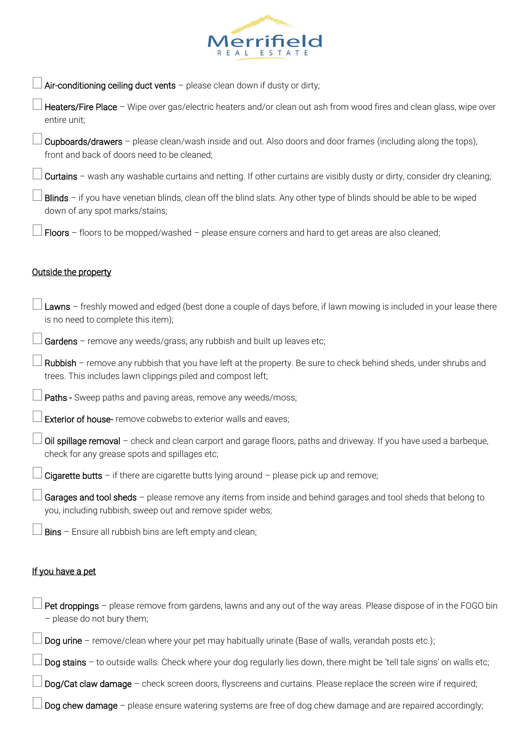- ☐ Air-conditioning ceiling duct vents – please clean down if dusty or dirty;
- ☐ Heaters/Fire Place – Wipe over gas/electric heaters and/or clean out ash from wood fires and clean glass, wipe over entire unit;
- ☐ Cupboards/drawers – please clean/wash inside and out. Also doors and door frames (including along the tops), front and back of doors need to be cleaned;
- ☐ Curtains – wash any washable curtains and netting. If other curtains are visibly dusty or dirty, consider dry cleaning;
- ☐ Blinds – if you have venetian blinds, clean off the blind slats. Any other type of blinds should be able to be wiped down of any spot marks/stains;
- ☐ Floors – floors to be mopped/washed – please ensure corners and hard to get areas are also cleaned;

<u>Outside the property</u>

- ☐ Lawns – freshly mowed and edged (best done a couple of days before, if lawn mowing is included in your lease there is no need to complete this item);
- ☐ Gardens – remove any weeds/grass, any rubbish and built up leaves etc;
- ☐ Rubbish – remove any rubbish that you have left at the property. Be sure to check behind sheds, under shrubs and trees. This includes lawn clippings piled and compost left;
- ☐ Paths - Sweep paths and paving areas, remove any weeds/moss;
- ☐ Exterior of house- remove cobwebs to exterior walls and eaves;
- ☐ Oil spillage removal – check and clean carport and garage floors, paths and driveway. If you have used a barbeque, check for any grease spots and spillages etc;
- ☐ Cigarette butts – if there are cigarette butts lying around – please pick up and remove;
- ☐ Garages and tool sheds – please remove any items from inside and behind garages and tool sheds that belong to you, including rubbish, sweep out and remove spider webs;
- ☐ Bins – Ensure all rubbish bins are left empty and clean;

<u>If you have a pet</u>

- ☐ Pet droppings – please remove from gardens, lawns and any out of the way areas. Please dispose of in the FOGO bin – please do not bury them;
- ☐ Dog urine – remove/clean where your pet may habitually urinate (Base of walls, verandah posts etc.);
- ☐ Dog stains – to outside walls. Check where your dog regularly lies down, there might be 'tell tale signs' on walls etc;
- ☐ Dog/Cat claw damage – check screen doors, flyscreens and curtains. Please replace the screen wire if required;
- ☐ Dog chew damage – please ensure watering systems are free of dog chew damage and are repaired accordingly;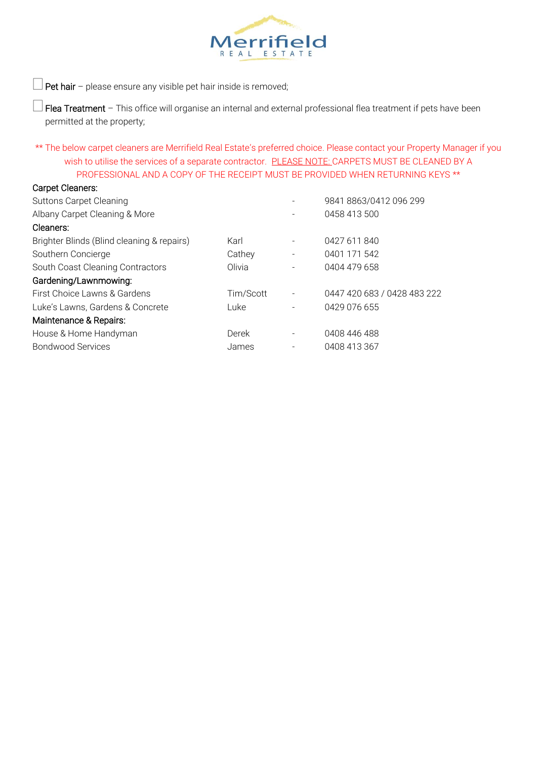Merrifield
REAL ESTATE

- [ ] Pet hair – please ensure any visible pet hair inside is removed;
- [ ] Flea Treatment – This office will organise an internal and external professional flea treatment if pets have been permitted at the property;

** The below carpet cleaners are Merrifield Real Estate's preferred choice. Please contact your Property Manager if you wish to utilise the services of a separate contractor. PLEASE NOTE: CARPETS MUST BE CLEANED BY A PROFESSIONAL AND A COPY OF THE RECEIPT MUST BE PROVIDED WHEN RETURNING KEYS **

| | | | |
|---|---|---|---|
| **Carpet Cleaners:** | | | |
| Suttons Carpet Cleaning | | - | 9841 8863/0412 096 299 |
| Albany Carpet Cleaning & More | | - | 0458 413 500 |
| **Cleaners:** | | | |
| Brighter Blinds (Blind cleaning & repairs) | Karl | - | 0427 611 840 |
| Southern Concierge | Cathey | - | 0401 171 542 |
| South Coast Cleaning Contractors | Olivia | - | 0404 479 658 |
| **Gardening/Lawnmowing:** | | | |
| First Choice Lawns & Gardens | Tim/Scott | - | 0447 420 683 / 0428 483 222 |
| Luke's Lawns, Gardens & Concrete | Luke | - | 0429 076 655 |
| **Maintenance & Repairs:** | | | |
| House & Home Handyman | Derek | - | 0408 446 488 |
| Bondwood Services | James | - | 0408 413 367 |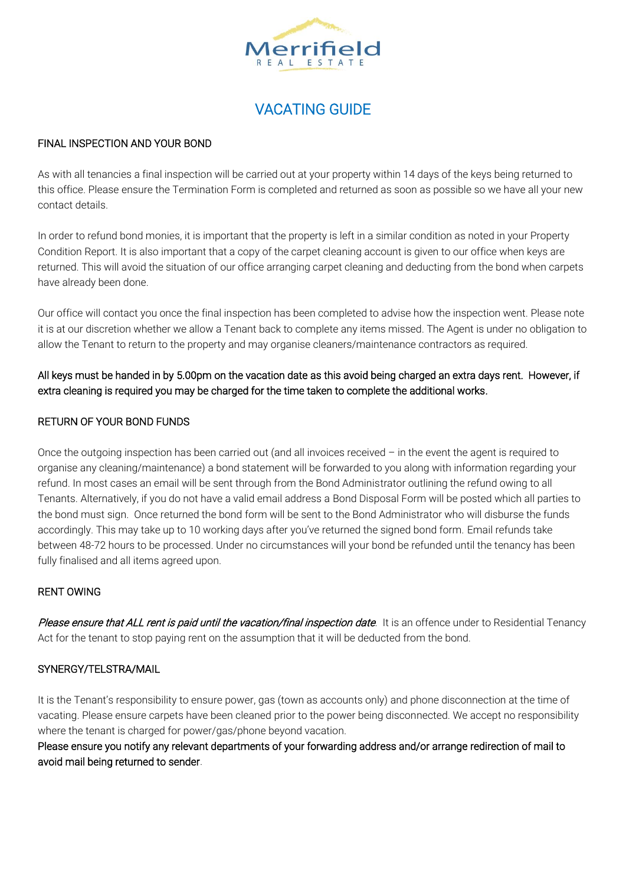Merrifield
REAL ESTATE

# VACATING GUIDE

## FINAL INSPECTION AND YOUR BOND

As with all tenancies a final inspection will be carried out at your property within 14 days of the keys being returned to this office. Please ensure the Termination Form is completed and returned as soon as possible so we have all your new contact details.

In order to refund bond monies, it is important that the property is left in a similar condition as noted in your Property Condition Report. It is also important that a copy of the carpet cleaning account is given to our office when keys are returned. This will avoid the situation of our office arranging carpet cleaning and deducting from the bond when carpets have already been done.

Our office will contact you once the final inspection has been completed to advise how the inspection went. Please note it is at our discretion whether we allow a Tenant back to complete any items missed. The Agent is under no obligation to allow the Tenant to return to the property and may organise cleaners/maintenance contractors as required.

All keys must be handed in by 5.00pm on the vacation date as this avoid being charged an extra days rent. However, if extra cleaning is required you may be charged for the time taken to complete the additional works.

## RETURN OF YOUR BOND FUNDS

Once the outgoing inspection has been carried out (and all invoices received – in the event the agent is required to organise any cleaning/maintenance) a bond statement will be forwarded to you along with information regarding your refund. In most cases an email will be sent through from the Bond Administrator outlining the refund owing to all Tenants. Alternatively, if you do not have a valid email address a Bond Disposal Form will be posted which all parties to the bond must sign. Once returned the bond form will be sent to the Bond Administrator who will disburse the funds accordingly. This may take up to 10 working days after you've returned the signed bond form. Email refunds take between 48-72 hours to be processed. Under no circumstances will your bond be refunded until the tenancy has been fully finalised and all items agreed upon.

## RENT OWING

*Please ensure that ALL rent is paid until the vacation/final inspection date*. It is an offence under to Residential Tenancy Act for the tenant to stop paying rent on the assumption that it will be deducted from the bond.

## SYNERGY/TELSTRA/MAIL

It is the Tenant's responsibility to ensure power, gas (town as accounts only) and phone disconnection at the time of vacating. Please ensure carpets have been cleaned prior to the power being disconnected. We accept no responsibility where the tenant is charged for power/gas/phone beyond vacation.

Please ensure you notify any relevant departments of your forwarding address and/or arrange redirection of mail to avoid mail being returned to sender.